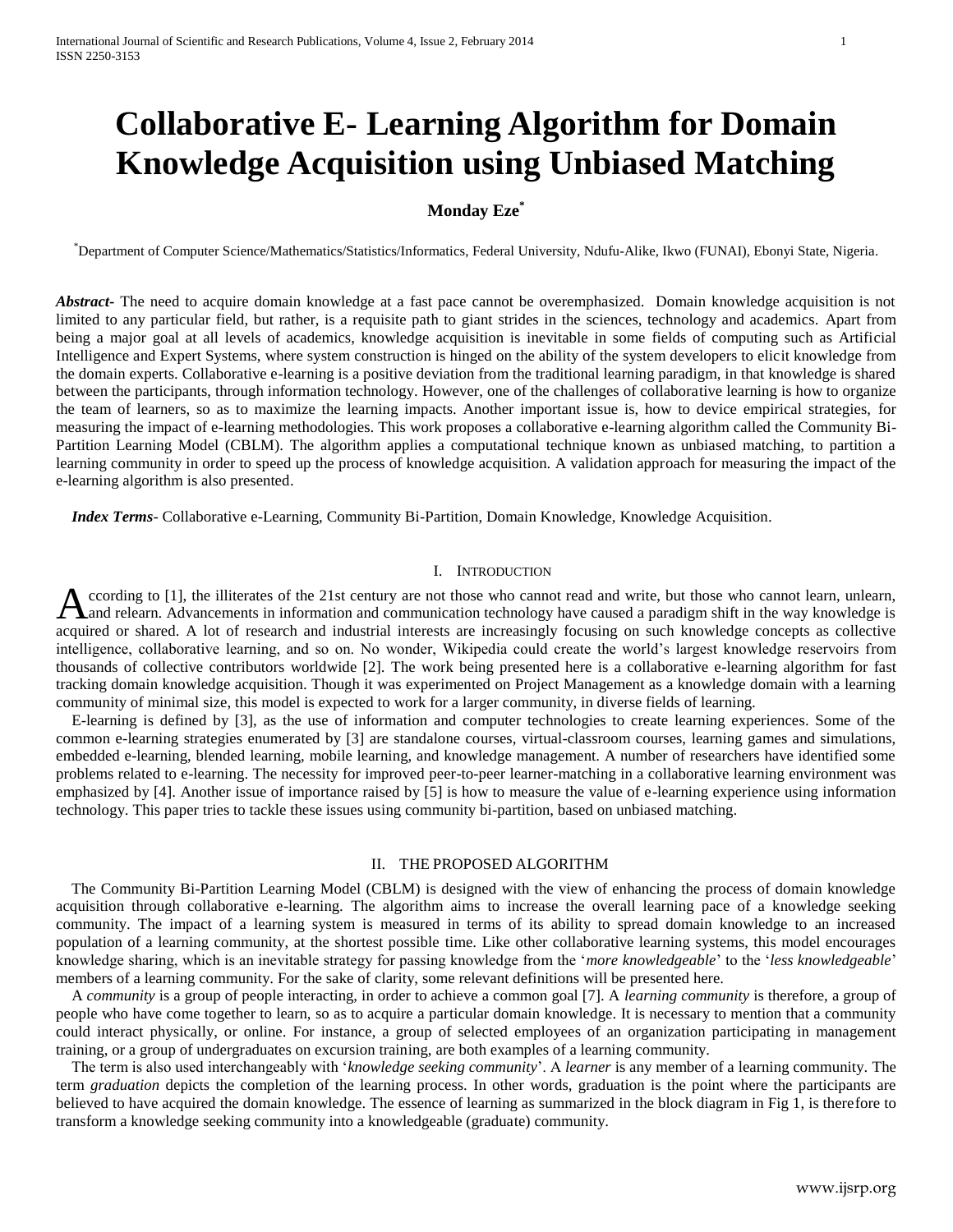# Collaborative E- Learning Algorithm for Domain Knowledge Acquisition using Unbiased Matching

**Monday Eze***

*Department of Computer Science/Mathematics/Statistics/Informatics, Federal University, Ndufu-Alike, Ikwo (FUNAI), Ebonyi State, Nigeria.

***Abstract***- The need to acquire domain knowledge at a fast pace cannot be overemphasized. Domain knowledge acquisition is not limited to any particular field, but rather, is a requisite path to giant strides in the sciences, technology and academics. Apart from being a major goal at all levels of academics, knowledge acquisition is inevitable in some fields of computing such as Artificial Intelligence and Expert Systems, where system construction is hinged on the ability of the system developers to elicit knowledge from the domain experts. Collaborative e-learning is a positive deviation from the traditional learning paradigm, in that knowledge is shared between the participants, through information technology. However, one of the challenges of collaborative learning is how to organize the team of learners, so as to maximize the learning impacts. Another important issue is, how to device empirical strategies, for measuring the impact of e-learning methodologies. This work proposes a collaborative e-learning algorithm called the Community Bi-Partition Learning Model (CBLM). The algorithm applies a computational technique known as unbiased matching, to partition a learning community in order to speed up the process of knowledge acquisition. A validation approach for measuring the impact of the e-learning algorithm is also presented.

***Index Terms***- Collaborative e-Learning, Community Bi-Partition, Domain Knowledge, Knowledge Acquisition.

## I. Introduction

According to [1], the illiterates of the 21st century are not those who cannot read and write, but those who cannot learn, unlearn, and relearn. Advancements in information and communication technology have caused a paradigm shift in the way knowledge is acquired or shared. A lot of research and industrial interests are increasingly focusing on such knowledge concepts as collective intelligence, collaborative learning, and so on. No wonder, Wikipedia could create the world's largest knowledge reservoirs from thousands of collective contributors worldwide [2]. The work being presented here is a collaborative e-learning algorithm for fast tracking domain knowledge acquisition. Though it was experimented on Project Management as a knowledge domain with a learning community of minimal size, this model is expected to work for a larger community, in diverse fields of learning.

E-learning is defined by [3], as the use of information and computer technologies to create learning experiences. Some of the common e-learning strategies enumerated by [3] are standalone courses, virtual-classroom courses, learning games and simulations, embedded e-learning, blended learning, mobile learning, and knowledge management. A number of researchers have identified some problems related to e-learning. The necessity for improved peer-to-peer learner-matching in a collaborative learning environment was emphasized by [4]. Another issue of importance raised by [5] is how to measure the value of e-learning experience using information technology. This paper tries to tackle these issues using community bi-partition, based on unbiased matching.

## II. The Proposed Algorithm

The Community Bi-Partition Learning Model (CBLM) is designed with the view of enhancing the process of domain knowledge acquisition through collaborative e-learning. The algorithm aims to increase the overall learning pace of a knowledge seeking community. The impact of a learning system is measured in terms of its ability to spread domain knowledge to an increased population of a learning community, at the shortest possible time. Like other collaborative learning systems, this model encourages knowledge sharing, which is an inevitable strategy for passing knowledge from the '*more knowledgeable*' to the '*less knowledgeable*' members of a learning community. For the sake of clarity, some relevant definitions will be presented here.

A *community* is a group of people interacting, in order to achieve a common goal [7]. A *learning community* is therefore, a group of people who have come together to learn, so as to acquire a particular domain knowledge. It is necessary to mention that a community could interact physically, or online. For instance, a group of selected employees of an organization participating in management training, or a group of undergraduates on excursion training, are both examples of a learning community.

The term is also used interchangeably with '*knowledge seeking community*'. A *learner* is any member of a learning community. The term *graduation* depicts the completion of the learning process. In other words, graduation is the point where the participants are believed to have acquired the domain knowledge. The essence of learning as summarized in the block diagram in Fig 1, is therefore to transform a knowledge seeking community into a knowledgeable (graduate) community.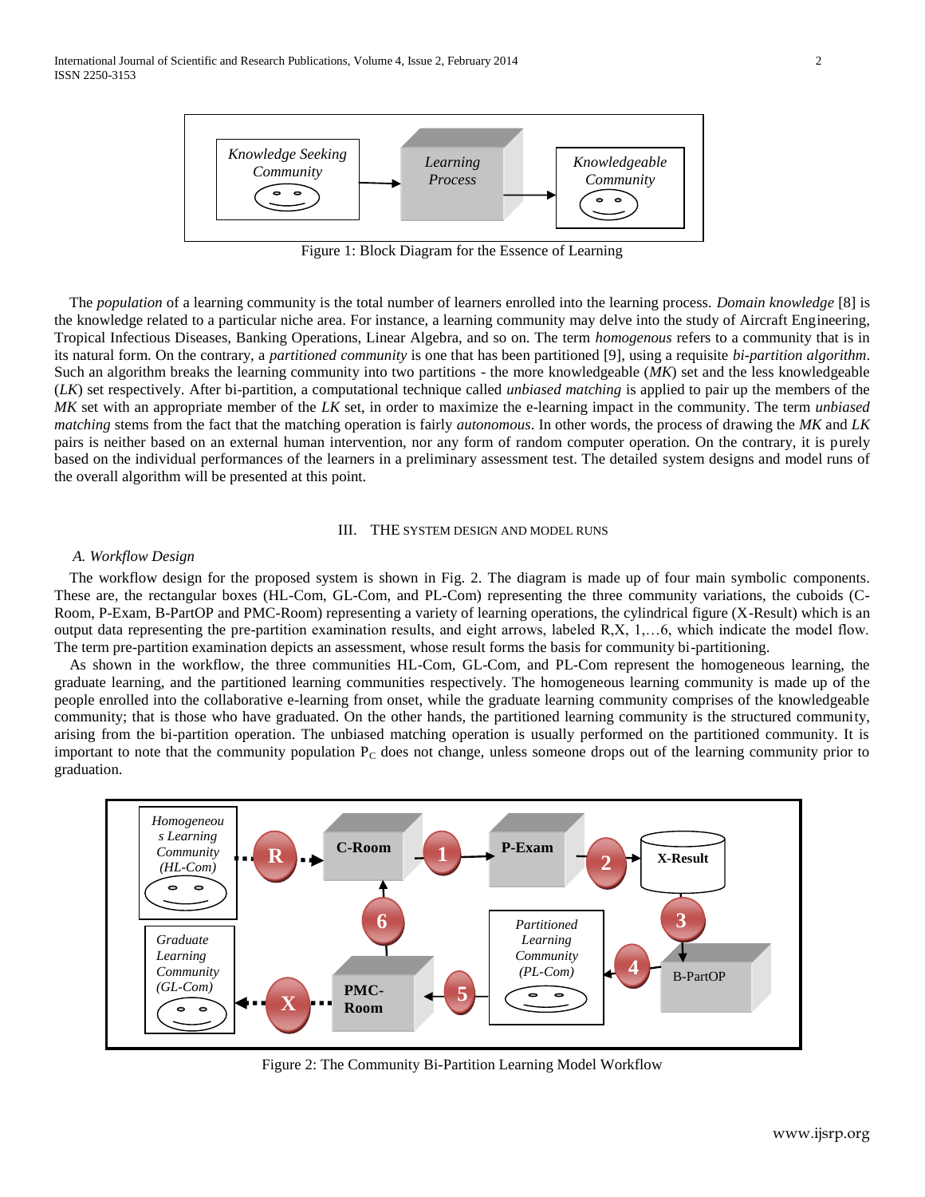Figure 1: Block Diagram for the Essence of Learning

The *population* of a learning community is the total number of learners enrolled into the learning process. *Domain knowledge* [8] is the knowledge related to a particular niche area. For instance, a learning community may delve into the study of Aircraft Engineering, Tropical Infectious Diseases, Banking Operations, Linear Algebra, and so on. The term *homogenous* refers to a community that is in its natural form. On the contrary, a *partitioned community* is one that has been partitioned [9], using a requisite *bi-partition algorithm*. Such an algorithm breaks the learning community into two partitions - the more knowledgeable (*MK*) set and the less knowledgeable (*LK*) set respectively. After bi-partition, a computational technique called *unbiased matching* is applied to pair up the members of the *MK* set with an appropriate member of the *LK* set, in order to maximize the e-learning impact in the community. The term *unbiased matching* stems from the fact that the matching operation is fairly *autonomous*. In other words, the process of drawing the *MK* and *LK* pairs is neither based on an external human intervention, nor any form of random computer operation. On the contrary, it is purely based on the individual performances of the learners in a preliminary assessment test. The detailed system designs and model runs of the overall algorithm will be presented at this point.

## III. The System Design and Model Runs

### A. Workflow Design

The workflow design for the proposed system is shown in Fig. 2. The diagram is made up of four main symbolic components. These are, the rectangular boxes (HL-Com, GL-Com, and PL-Com) representing the three community variations, the cuboids (C-Room, P-Exam, B-PartOP and PMC-Room) representing a variety of learning operations, the cylindrical figure (X-Result) which is an output data representing the pre-partition examination results, and eight arrows, labeled R,X, 1,…6, which indicate the model flow. The term pre-partition examination depicts an assessment, whose result forms the basis for community bi-partitioning.

As shown in the workflow, the three communities HL-Com, GL-Com, and PL-Com represent the homogeneous learning, the graduate learning, and the partitioned learning communities respectively. The homogeneous learning community is made up of the people enrolled into the collaborative e-learning from onset, while the graduate learning community comprises of the knowledgeable community; that is those who have graduated. On the other hands, the partitioned learning community is the structured community, arising from the bi-partition operation. The unbiased matching operation is usually performed on the partitioned community. It is important to note that the community population $P_C$ does not change, unless someone drops out of the learning community prior to graduation.

Figure 2: The Community Bi-Partition Learning Model Workflow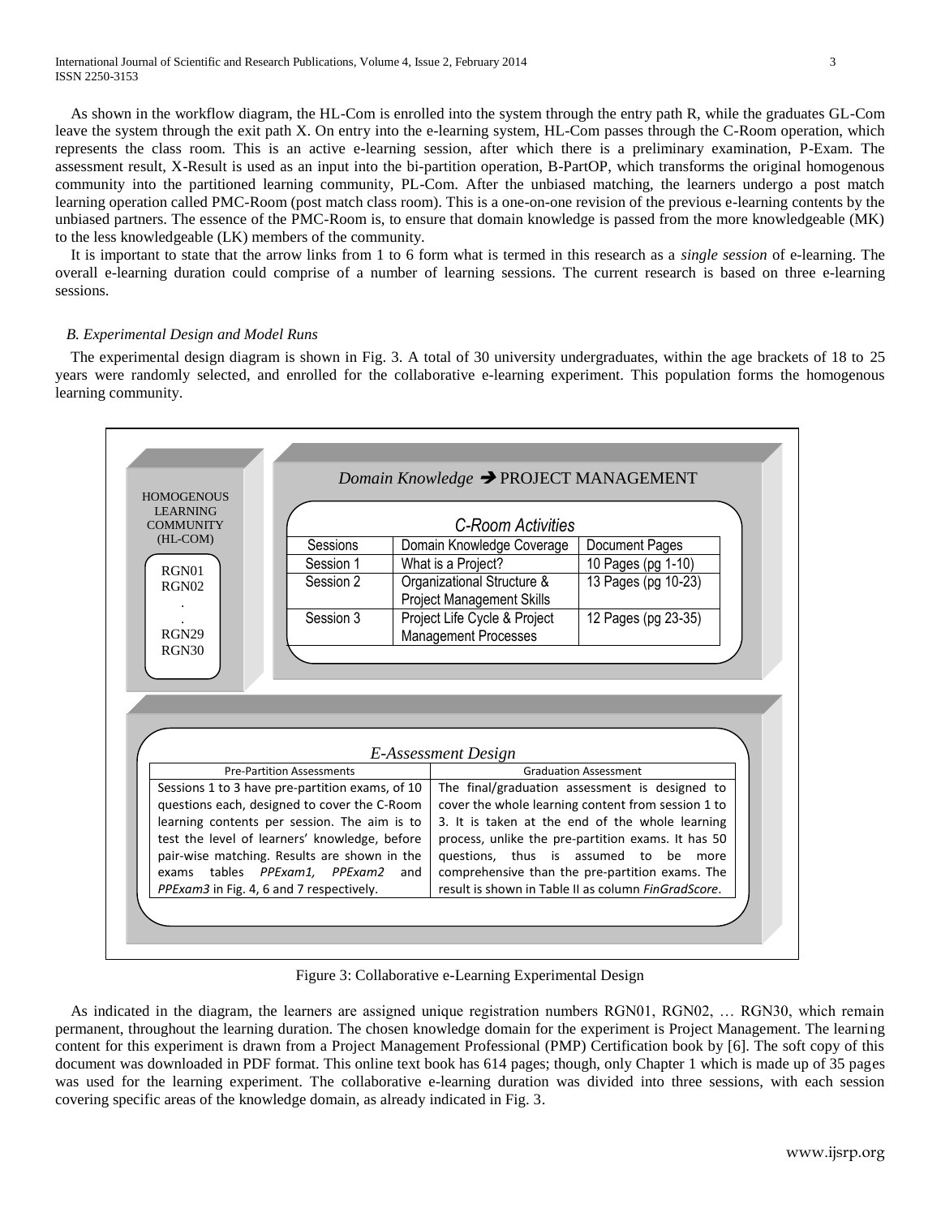As shown in the workflow diagram, the HL-Com is enrolled into the system through the entry path R, while the graduates GL-Com leave the system through the exit path X. On entry into the e-learning system, HL-Com passes through the C-Room operation, which represents the class room. This is an active e-learning session, after which there is a preliminary examination, P-Exam. The assessment result, X-Result is used as an input into the bi-partition operation, B-PartOP, which transforms the original homogenous community into the partitioned learning community, PL-Com. After the unbiased matching, the learners undergo a post match learning operation called PMC-Room (post match class room). This is a one-on-one revision of the previous e-learning contents by the unbiased partners. The essence of the PMC-Room is, to ensure that domain knowledge is passed from the more knowledgeable (MK) to the less knowledgeable (LK) members of the community.

It is important to state that the arrow links from 1 to 6 form what is termed in this research as a *single session* of e-learning. The overall e-learning duration could comprise of a number of learning sessions. The current research is based on three e-learning sessions.

### *B. Experimental Design and Model Runs*

The experimental design diagram is shown in Fig. 3. A total of 30 university undergraduates, within the age brackets of 18 to 25 years were randomly selected, and enrolled for the collaborative e-learning experiment. This population forms the homogenous learning community.

HOMOGENOUS LEARNING COMMUNITY (HL-COM)

RGN01
RGN02
.
.
RGN29
RGN30

*Domain Knowledge* ➔ PROJECT MANAGEMENT

*C-Room Activities*

| Sessions | Domain Knowledge Coverage | Document Pages |
|---|---|---|
| Session 1 | What is a Project? | 10 Pages (pg 1-10) |
| Session 2 | Organizational Structure & Project Management Skills | 13 Pages (pg 10-23) |
| Session 3 | Project Life Cycle & Project Management Processes | 12 Pages (pg 23-35) |

*E-Assessment Design*

| Pre-Partition Assessments | Graduation Assessment |
|---|---|
| Sessions 1 to 3 have pre-partition exams, of 10 questions each, designed to cover the C-Room learning contents per session. The aim is to test the level of learners' knowledge, before pair-wise matching. Results are shown in the exams tables *PPExam1, PPExam2* and *PPExam3* in Fig. 4, 6 and 7 respectively. | The final/graduation assessment is designed to cover the whole learning content from session 1 to 3. It is taken at the end of the whole learning process, unlike the pre-partition exams. It has 50 questions, thus is assumed to be more comprehensive than the pre-partition exams. The result is shown in Table II as column *FinGradScore*. |

Figure 3: Collaborative e-Learning Experimental Design

As indicated in the diagram, the learners are assigned unique registration numbers RGN01, RGN02, … RGN30, which remain permanent, throughout the learning duration. The chosen knowledge domain for the experiment is Project Management. The learning content for this experiment is drawn from a Project Management Professional (PMP) Certification book by [6]. The soft copy of this document was downloaded in PDF format. This online text book has 614 pages; though, only Chapter 1 which is made up of 35 pages was used for the learning experiment. The collaborative e-learning duration was divided into three sessions, with each session covering specific areas of the knowledge domain, as already indicated in Fig. 3.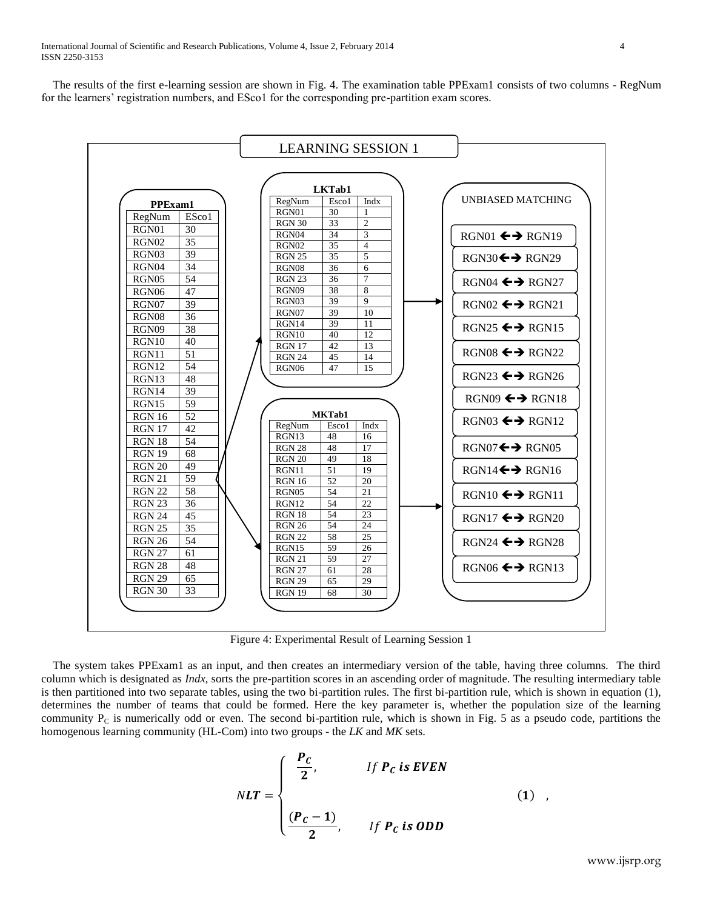The results of the first e-learning session are shown in Fig. 4. The examination table PPExam1 consists of two columns - RegNum for the learners' registration numbers, and ESco1 for the corresponding pre-partition exam scores.

**LEARNING SESSION 1**

**PPExam1**

| RegNum | ESco1 |
|---|---|
| RGN01 | 30 |
| RGN02 | 35 |
| RGN03 | 39 |
| RGN04 | 34 |
| RGN05 | 54 |
| RGN06 | 47 |
| RGN07 | 39 |
| RGN08 | 36 |
| RGN09 | 38 |
| RGN10 | 40 |
| RGN11 | 51 |
| RGN12 | 54 |
| RGN13 | 48 |
| RGN14 | 39 |
| RGN15 | 59 |
| RGN 16 | 52 |
| RGN 17 | 42 |
| RGN 18 | 54 |
| RGN 19 | 68 |
| RGN 20 | 49 |
| RGN 21 | 59 |
| RGN 22 | 58 |
| RGN 23 | 36 |
| RGN 24 | 45 |
| RGN 25 | 35 |
| RGN 26 | 54 |
| RGN 27 | 61 |
| RGN 28 | 48 |
| RGN 29 | 65 |
| RGN 30 | 33 |

**LKTab1**

| RegNum | Esco1 | Indx |
|---|---|---|
| RGN01 | 30 | 1 |
| RGN 30 | 33 | 2 |
| RGN04 | 34 | 3 |
| RGN02 | 35 | 4 |
| RGN 25 | 35 | 5 |
| RGN08 | 36 | 6 |
| RGN 23 | 36 | 7 |
| RGN09 | 38 | 8 |
| RGN03 | 39 | 9 |
| RGN07 | 39 | 10 |
| RGN14 | 39 | 11 |
| RGN10 | 40 | 12 |
| RGN 17 | 42 | 13 |
| RGN 24 | 45 | 14 |
| RGN06 | 47 | 15 |

**MKTab1**

| RegNum | Esco1 | Indx |
|---|---|---|
| RGN13 | 48 | 16 |
| RGN 28 | 48 | 17 |
| RGN 20 | 49 | 18 |
| RGN11 | 51 | 19 |
| RGN 16 | 52 | 20 |
| RGN05 | 54 | 21 |
| RGN12 | 54 | 22 |
| RGN 18 | 54 | 23 |
| RGN 26 | 54 | 24 |
| RGN 22 | 58 | 25 |
| RGN15 | 59 | 26 |
| RGN 21 | 59 | 27 |
| RGN 27 | 61 | 28 |
| RGN 29 | 65 | 29 |
| RGN 19 | 68 | 30 |

**UNBIASED MATCHING**

- RGN01 ←→ RGN19
- RGN30 ←→ RGN29
- RGN04 ←→ RGN27
- RGN02 ←→ RGN21
- RGN25 ←→ RGN15
- RGN08 ←→ RGN22
- RGN23 ←→ RGN26
- RGN09 ←→ RGN18
- RGN03 ←→ RGN12
- RGN07 ←→ RGN05
- RGN14 ←→ RGN16
- RGN10 ←→ RGN11
- RGN17 ←→ RGN20
- RGN24 ←→ RGN28
- RGN06 ←→ RGN13

Figure 4: Experimental Result of Learning Session 1

The system takes PPExam1 as an input, and then creates an intermediary version of the table, having three columns. The third column which is designated as *Indx*, sorts the pre-partition scores in an ascending order of magnitude. The resulting intermediary table is then partitioned into two separate tables, using the two bi-partition rules. The first bi-partition rule, which is shown in equation (1), determines the number of teams that could be formed. Here the key parameter is, whether the population size of the learning community $P_C$ is numerically odd or even. The second bi-partition rule, which is shown in Fig. 5 as a pseudo code, partitions the homogenous learning community (HL-Com) into two groups - the *LK* and *MK* sets.

$$\boldsymbol{NLT} = \begin{cases} \dfrac{\boldsymbol{P_C}}{\boldsymbol{2}}, & If\ \boldsymbol{P_C}\ \boldsymbol{is\ EVEN} \\ \\ \dfrac{(\boldsymbol{P_C}-\boldsymbol{1})}{\boldsymbol{2}}, & If\ \boldsymbol{P_C}\ \boldsymbol{is\ ODD} \end{cases} \qquad (\boldsymbol{1})\ ,$$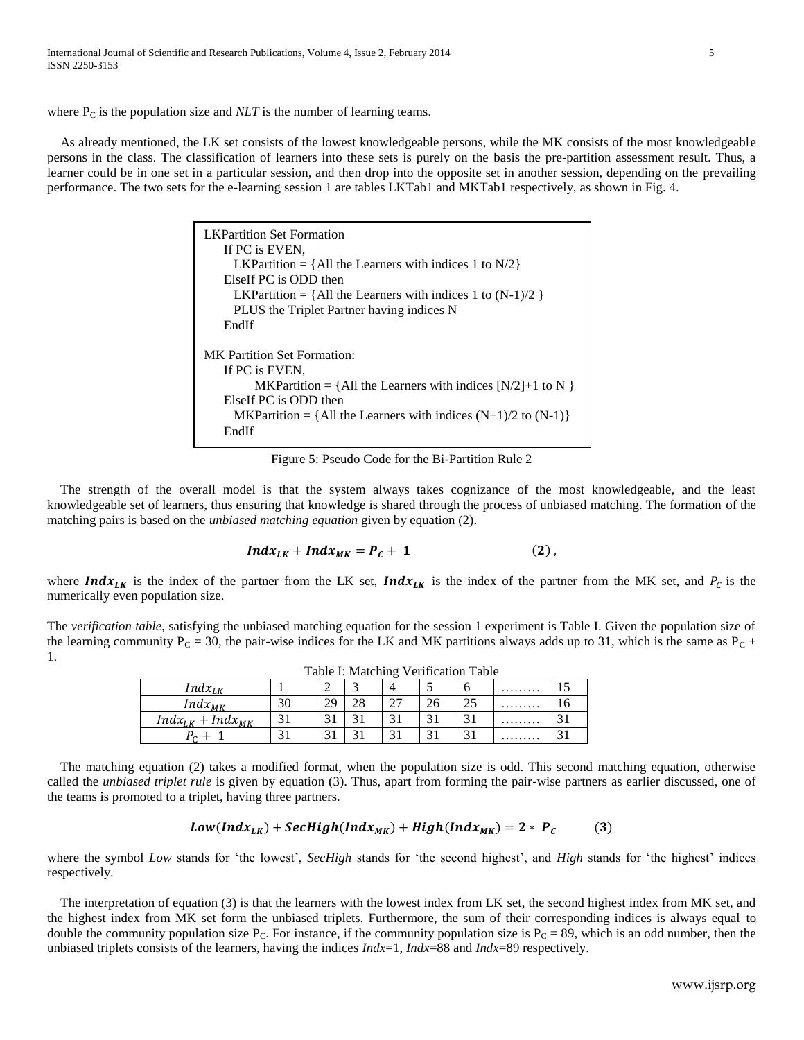where $P_C$ is the population size and *NLT* is the number of learning teams.

As already mentioned, the LK set consists of the lowest knowledgeable persons, while the MK consists of the most knowledgeable persons in the class. The classification of learners into these sets is purely on the basis the pre-partition assessment result. Thus, a learner could be in one set in a particular session, and then drop into the opposite set in another session, depending on the prevailing performance. The two sets for the e-learning session 1 are tables LKTab1 and MKTab1 respectively, as shown in Fig. 4.

```
LKPartition Set Formation
    If PC is EVEN,
      LKPartition = {All the Learners with indices 1 to N/2}
    ElseIf PC is ODD then
      LKPartition = {All the Learners with indices 1 to (N-1)/2 }
      PLUS the Triplet Partner having indices N
    EndIf

MK Partition Set Formation:
    If PC is EVEN,
          MKPartition = {All the Learners with indices [N/2]+1 to N }
    ElseIf PC is ODD then
      MKPartition = {All the Learners with indices (N+1)/2 to (N-1)}
    EndIf
```

Figure 5: Pseudo Code for the Bi-Partition Rule 2

The strength of the overall model is that the system always takes cognizance of the most knowledgeable, and the least knowledgeable set of learners, thus ensuring that knowledge is shared through the process of unbiased matching. The formation of the matching pairs is based on the *unbiased matching equation* given by equation (2).

$$\boldsymbol{Indx_{LK} + Indx_{MK} = P_C + 1} \qquad (2),$$

where $\boldsymbol{Indx_{LK}}$ is the index of the partner from the LK set, $\boldsymbol{Indx_{LK}}$ is the index of the partner from the MK set, and $P_C$ is the numerically even population size.

The *verification table*, satisfying the unbiased matching equation for the session 1 experiment is Table I. Given the population size of the learning community $P_C = 30$, the pair-wise indices for the LK and MK partitions always adds up to 31, which is the same as $P_C$ + 1.

Table I: Matching Verification Table

| $Indx_{LK}$ | 1 | 2 | 3 | 4 | 5 | 6 | ……… | 15 |
|---|---|---|---|---|---|---|---|---|
| $Indx_{MK}$ | 30 | 29 | 28 | 27 | 26 | 25 | ……… | 16 |
| $Indx_{LK} + Indx_{MK}$ | 31 | 31 | 31 | 31 | 31 | 31 | ……… | 31 |
| $P_C + 1$ | 31 | 31 | 31 | 31 | 31 | 31 | ……… | 31 |

The matching equation (2) takes a modified format, when the population size is odd. This second matching equation, otherwise called the *unbiased triplet rule* is given by equation (3). Thus, apart from forming the pair-wise partners as earlier discussed, one of the teams is promoted to a triplet, having three partners.

$$\boldsymbol{Low(Indx_{LK}) + SecHigh(Indx_{MK}) + High(Indx_{MK}) = 2 * P_C} \qquad (3)$$

where the symbol *Low* stands for 'the lowest', *SecHigh* stands for 'the second highest', and *High* stands for 'the highest' indices respectively.

The interpretation of equation (3) is that the learners with the lowest index from LK set, the second highest index from MK set, and the highest index from MK set form the unbiased triplets. Furthermore, the sum of their corresponding indices is always equal to double the community population size $P_C$. For instance, if the community population size is $P_C = 89$, which is an odd number, then the unbiased triplets consists of the learners, having the indices *Indx*=1, *Indx*=88 and *Indx*=89 respectively.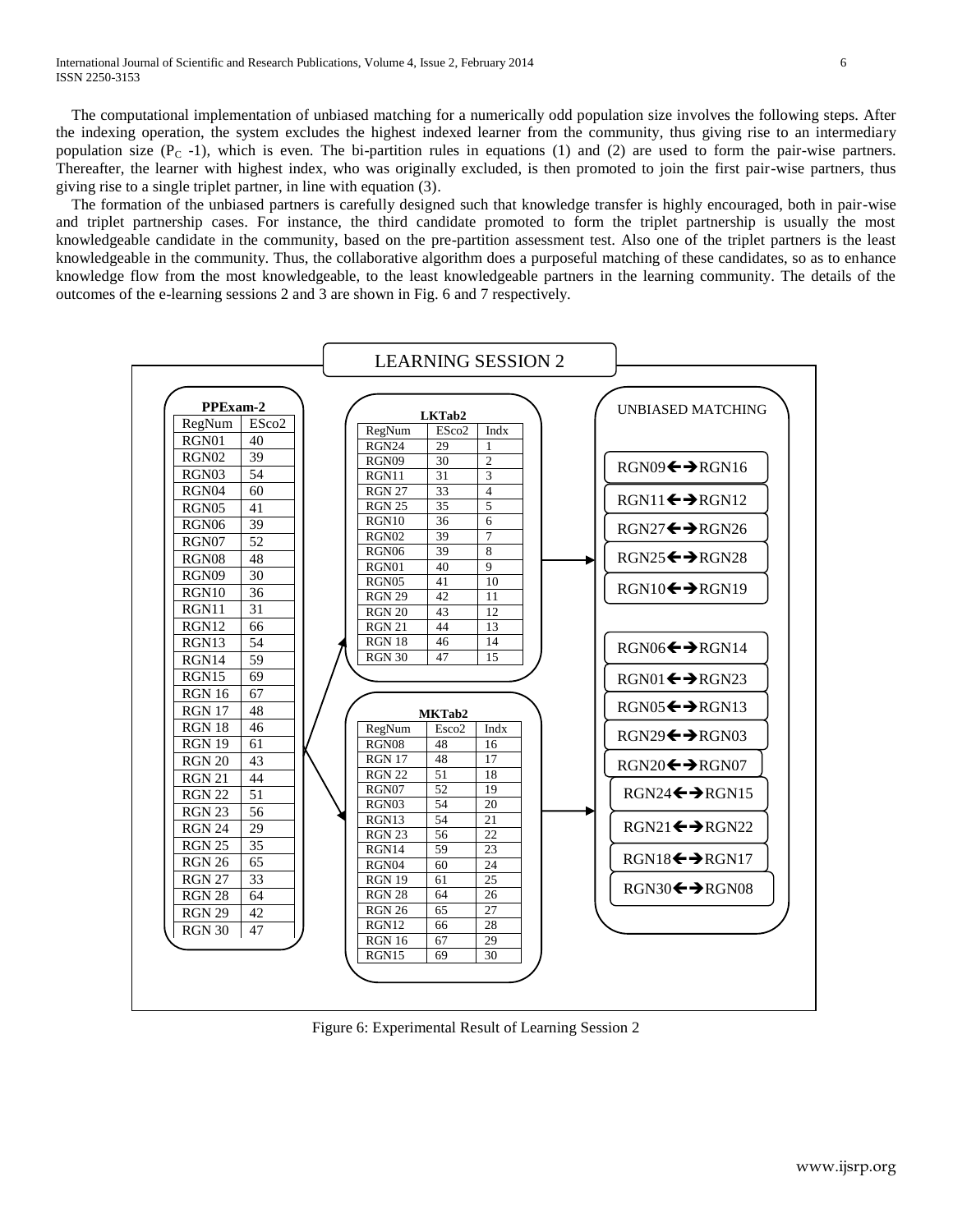The computational implementation of unbiased matching for a numerically odd population size involves the following steps. After the indexing operation, the system excludes the highest indexed learner from the community, thus giving rise to an intermediary population size ($P_C$ -1), which is even. The bi-partition rules in equations (1) and (2) are used to form the pair-wise partners. Thereafter, the learner with highest index, who was originally excluded, is then promoted to join the first pair-wise partners, thus giving rise to a single triplet partner, in line with equation (3).

The formation of the unbiased partners is carefully designed such that knowledge transfer is highly encouraged, both in pair-wise and triplet partnership cases. For instance, the third candidate promoted to form the triplet partnership is usually the most knowledgeable candidate in the community, based on the pre-partition assessment test. Also one of the triplet partners is the least knowledgeable in the community. Thus, the collaborative algorithm does a purposeful matching of these candidates, so as to enhance knowledge flow from the most knowledgeable, to the least knowledgeable partners in the learning community. The details of the outcomes of the e-learning sessions 2 and 3 are shown in Fig. 6 and 7 respectively.

**LEARNING SESSION 2**

**PPExam-2**

| RegNum | ESco2 |
|---|---|
| RGN01 | 40 |
| RGN02 | 39 |
| RGN03 | 54 |
| RGN04 | 60 |
| RGN05 | 41 |
| RGN06 | 39 |
| RGN07 | 52 |
| RGN08 | 48 |
| RGN09 | 30 |
| RGN10 | 36 |
| RGN11 | 31 |
| RGN12 | 66 |
| RGN13 | 54 |
| RGN14 | 59 |
| RGN15 | 69 |
| RGN 16 | 67 |
| RGN 17 | 48 |
| RGN 18 | 46 |
| RGN 19 | 61 |
| RGN 20 | 43 |
| RGN 21 | 44 |
| RGN 22 | 51 |
| RGN 23 | 56 |
| RGN 24 | 29 |
| RGN 25 | 35 |
| RGN 26 | 65 |
| RGN 27 | 33 |
| RGN 28 | 64 |
| RGN 29 | 42 |
| RGN 30 | 47 |

**LKTab2**

| RegNum | ESco2 | Indx |
|---|---|---|
| RGN24 | 29 | 1 |
| RGN09 | 30 | 2 |
| RGN11 | 31 | 3 |
| RGN 27 | 33 | 4 |
| RGN 25 | 35 | 5 |
| RGN10 | 36 | 6 |
| RGN02 | 39 | 7 |
| RGN06 | 39 | 8 |
| RGN01 | 40 | 9 |
| RGN05 | 41 | 10 |
| RGN 29 | 42 | 11 |
| RGN 20 | 43 | 12 |
| RGN 21 | 44 | 13 |
| RGN 18 | 46 | 14 |
| RGN 30 | 47 | 15 |

**MKTab2**

| RegNum | Esco2 | Indx |
|---|---|---|
| RGN08 | 48 | 16 |
| RGN 17 | 48 | 17 |
| RGN 22 | 51 | 18 |
| RGN07 | 52 | 19 |
| RGN03 | 54 | 20 |
| RGN13 | 54 | 21 |
| RGN 23 | 56 | 22 |
| RGN14 | 59 | 23 |
| RGN04 | 60 | 24 |
| RGN 19 | 61 | 25 |
| RGN 28 | 64 | 26 |
| RGN 26 | 65 | 27 |
| RGN12 | 66 | 28 |
| RGN 16 | 67 | 29 |
| RGN15 | 69 | 30 |

**UNBIASED MATCHING**

- RGN09←→RGN16
- RGN11←→RGN12
- RGN27←→RGN26
- RGN25←→RGN28
- RGN10←→RGN19
- RGN06←→RGN14
- RGN01←→RGN23
- RGN05←→RGN13
- RGN29←→RGN03
- RGN20←→RGN07
- RGN24←→RGN15
- RGN21←→RGN22
- RGN18←→RGN17
- RGN30←→RGN08

Figure 6: Experimental Result of Learning Session 2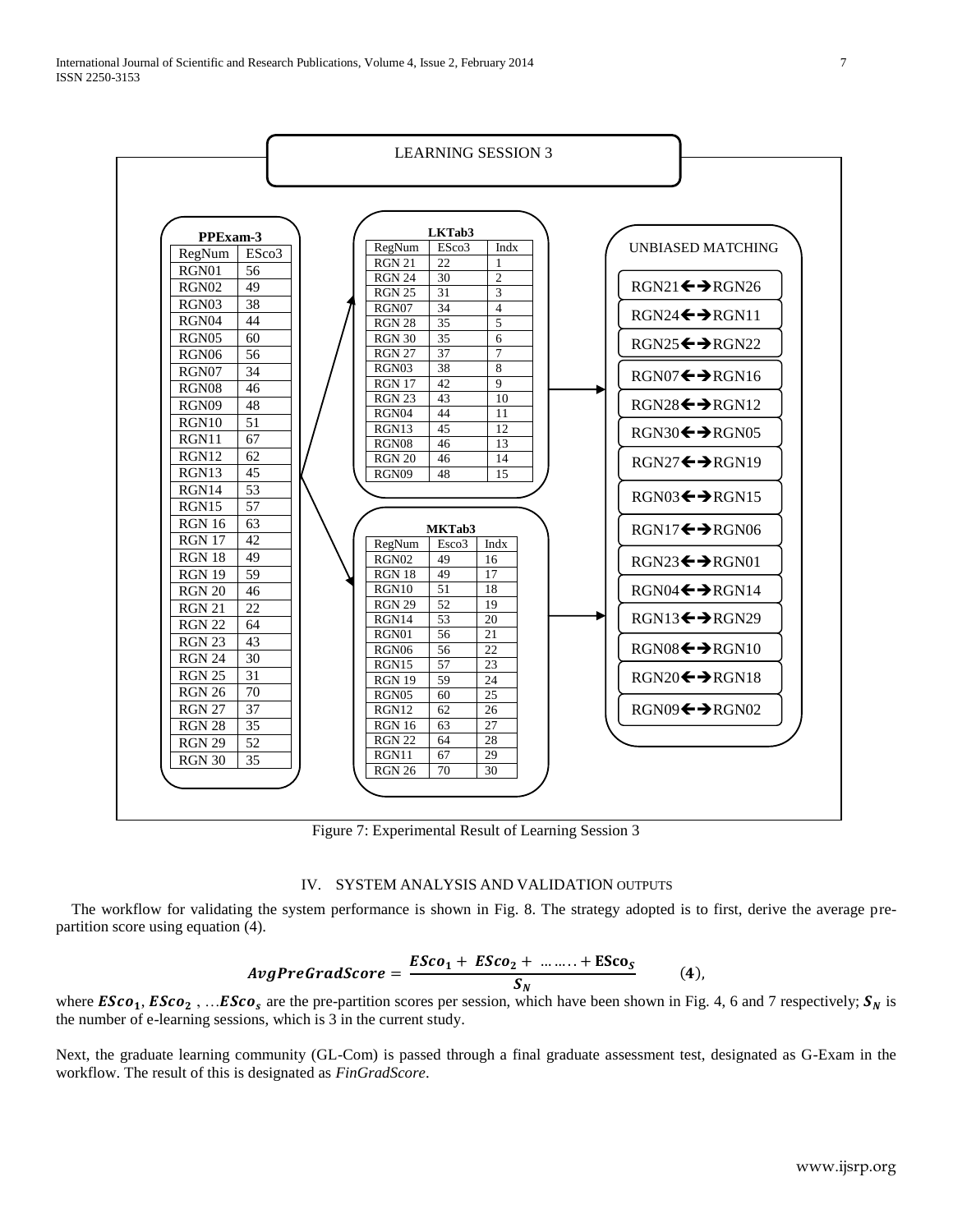LEARNING SESSION 3

**PPExam-3**

| RegNum | ESco3 |
|---|---|
| RGN01 | 56 |
| RGN02 | 49 |
| RGN03 | 38 |
| RGN04 | 44 |
| RGN05 | 60 |
| RGN06 | 56 |
| RGN07 | 34 |
| RGN08 | 46 |
| RGN09 | 48 |
| RGN10 | 51 |
| RGN11 | 67 |
| RGN12 | 62 |
| RGN13 | 45 |
| RGN14 | 53 |
| RGN15 | 57 |
| RGN 16 | 63 |
| RGN 17 | 42 |
| RGN 18 | 49 |
| RGN 19 | 59 |
| RGN 20 | 46 |
| RGN 21 | 22 |
| RGN 22 | 64 |
| RGN 23 | 43 |
| RGN 24 | 30 |
| RGN 25 | 31 |
| RGN 26 | 70 |
| RGN 27 | 37 |
| RGN 28 | 35 |
| RGN 29 | 52 |
| RGN 30 | 35 |

**LKTab3**

| RegNum | ESco3 | Indx |
|---|---|---|
| RGN 21 | 22 | 1 |
| RGN 24 | 30 | 2 |
| RGN 25 | 31 | 3 |
| RGN07 | 34 | 4 |
| RGN 28 | 35 | 5 |
| RGN 30 | 35 | 6 |
| RGN 27 | 37 | 7 |
| RGN03 | 38 | 8 |
| RGN 17 | 42 | 9 |
| RGN 23 | 43 | 10 |
| RGN04 | 44 | 11 |
| RGN13 | 45 | 12 |
| RGN08 | 46 | 13 |
| RGN 20 | 46 | 14 |
| RGN09 | 48 | 15 |

**MKTab3**

| RegNum | Esco3 | Indx |
|---|---|---|
| RGN02 | 49 | 16 |
| RGN 18 | 49 | 17 |
| RGN10 | 51 | 18 |
| RGN 29 | 52 | 19 |
| RGN14 | 53 | 20 |
| RGN01 | 56 | 21 |
| RGN06 | 56 | 22 |
| RGN15 | 57 | 23 |
| RGN 19 | 59 | 24 |
| RGN05 | 60 | 25 |
| RGN12 | 62 | 26 |
| RGN 16 | 63 | 27 |
| RGN 22 | 64 | 28 |
| RGN11 | 67 | 29 |
| RGN 26 | 70 | 30 |

UNBIASED MATCHING

- RGN21↔RGN26
- RGN24↔RGN11
- RGN25↔RGN22
- RGN07↔RGN16
- RGN28↔RGN12
- RGN30↔RGN05
- RGN27↔RGN19
- RGN03↔RGN15
- RGN17↔RGN06
- RGN23↔RGN01
- RGN04↔RGN14
- RGN13↔RGN29
- RGN08↔RGN10
- RGN20↔RGN18
- RGN09↔RGN02

Figure 7: Experimental Result of Learning Session 3

## IV. SYSTEM ANALYSIS AND VALIDATION OUTPUTS

The workflow for validating the system performance is shown in Fig. 8. The strategy adopted is to first, derive the average pre-partition score using equation (4).

$$AvgPreGradScore = \frac{ESco_1 + ESco_2 + \ldots\ldots + ESco_S}{S_N} \qquad (4),$$

where $ESco_1$, $ESco_2$ , …$ESco_s$ are the pre-partition scores per session, which have been shown in Fig. 4, 6 and 7 respectively; $S_N$ is the number of e-learning sessions, which is 3 in the current study.

Next, the graduate learning community (GL-Com) is passed through a final graduate assessment test, designated as G-Exam in the workflow. The result of this is designated as *FinGradScore*.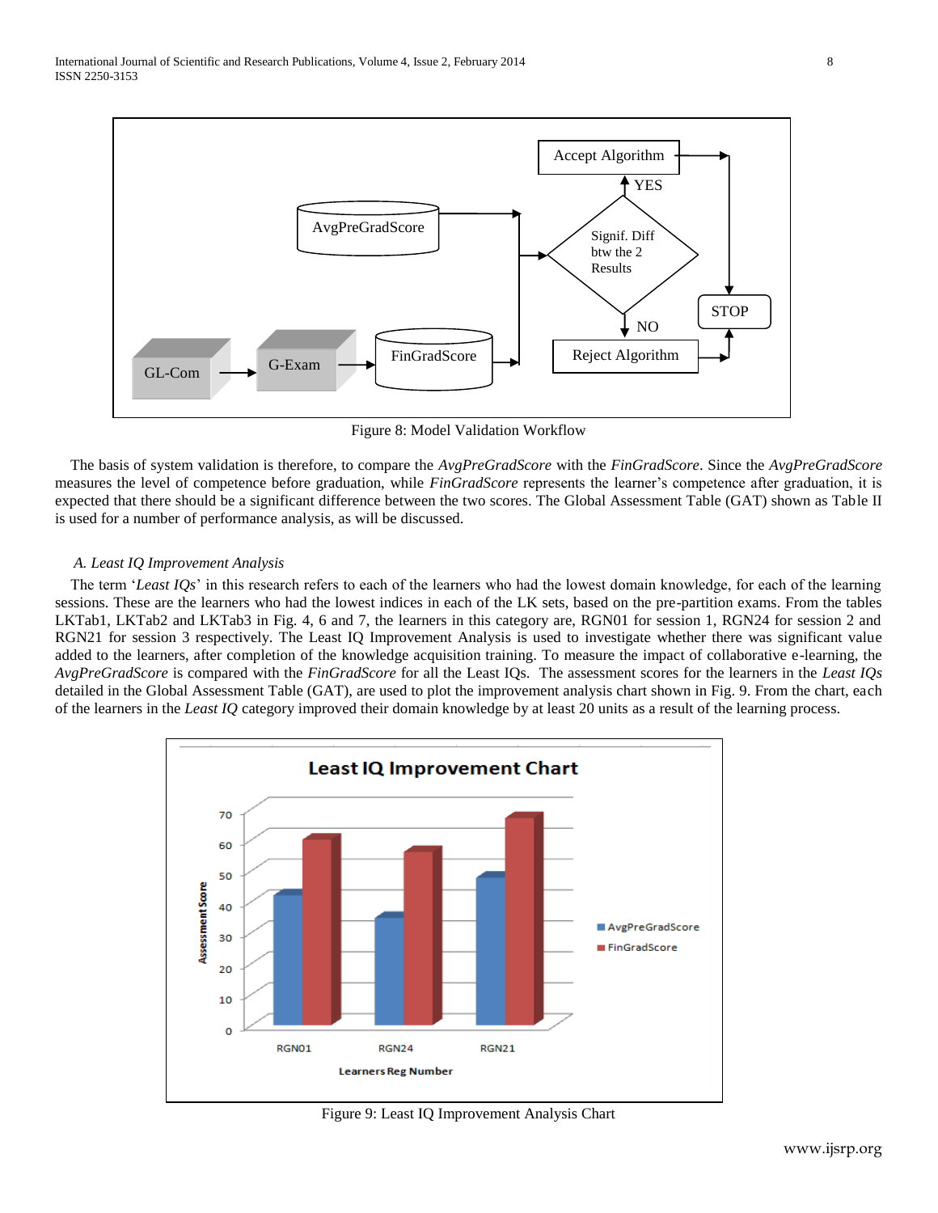Figure 8: Model Validation Workflow

The basis of system validation is therefore, to compare the *AvgPreGradScore* with the *FinGradScore*. Since the *AvgPreGradScore* measures the level of competence before graduation, while *FinGradScore* represents the learner's competence after graduation, it is expected that there should be a significant difference between the two scores. The Global Assessment Table (GAT) shown as Table II is used for a number of performance analysis, as will be discussed.

### *A. Least IQ Improvement Analysis*

The term '*Least IQs*' in this research refers to each of the learners who had the lowest domain knowledge, for each of the learning sessions. These are the learners who had the lowest indices in each of the LK sets, based on the pre-partition exams. From the tables LKTab1, LKTab2 and LKTab3 in Fig. 4, 6 and 7, the learners in this category are, RGN01 for session 1, RGN24 for session 2 and RGN21 for session 3 respectively. The Least IQ Improvement Analysis is used to investigate whether there was significant value added to the learners, after completion of the knowledge acquisition training. To measure the impact of collaborative e-learning, the *AvgPreGradScore* is compared with the *FinGradScore* for all the Least IQs. The assessment scores for the learners in the *Least IQs* detailed in the Global Assessment Table (GAT), are used to plot the improvement analysis chart shown in Fig. 9. From the chart, each of the learners in the *Least IQ* category improved their domain knowledge by at least 20 units as a result of the learning process.

Figure 9: Least IQ Improvement Analysis Chart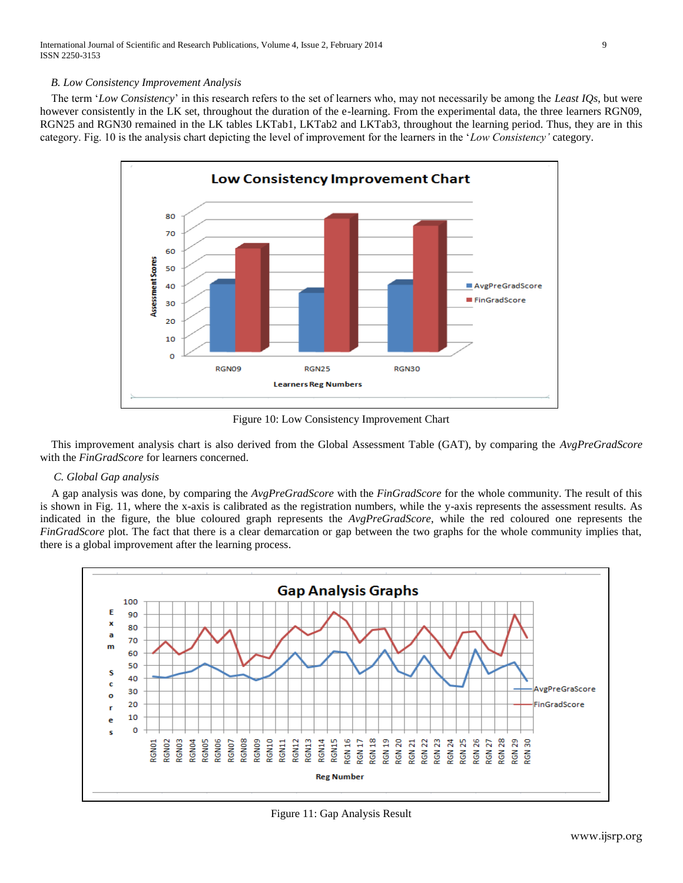### B. Low Consistency Improvement Analysis

The term '*Low Consistency*' in this research refers to the set of learners who, may not necessarily be among the *Least IQs*, but were however consistently in the LK set, throughout the duration of the e-learning. From the experimental data, the three learners RGN09, RGN25 and RGN30 remained in the LK tables LKTab1, LKTab2 and LKTab3, throughout the learning period. Thus, they are in this category. Fig. 10 is the analysis chart depicting the level of improvement for the learners in the '*Low Consistency'* category.

Figure 10: Low Consistency Improvement Chart

This improvement analysis chart is also derived from the Global Assessment Table (GAT), by comparing the *AvgPreGradScore* with the *FinGradScore* for learners concerned.

### C. Global Gap analysis

A gap analysis was done, by comparing the *AvgPreGradScore* with the *FinGradScore* for the whole community. The result of this is shown in Fig. 11, where the x-axis is calibrated as the registration numbers, while the y-axis represents the assessment results. As indicated in the figure, the blue coloured graph represents the *AvgPreGradScore*, while the red coloured one represents the *FinGradScore* plot. The fact that there is a clear demarcation or gap between the two graphs for the whole community implies that, there is a global improvement after the learning process.

Figure 11: Gap Analysis Result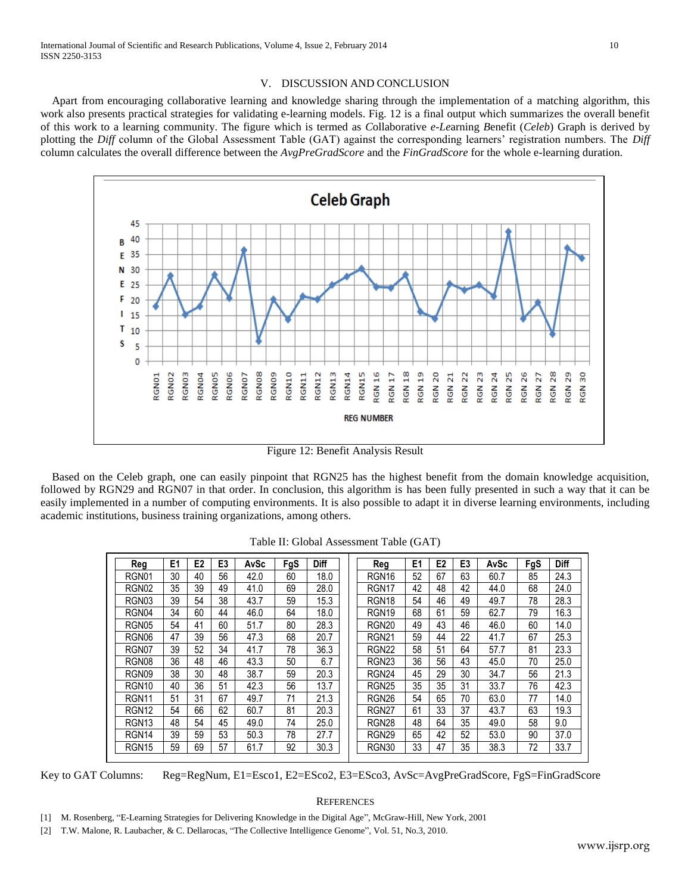## V. DISCUSSION AND CONCLUSION

Apart from encouraging collaborative learning and knowledge sharing through the implementation of a matching algorithm, this work also presents practical strategies for validating e-learning models. Fig. 12 is a final output which summarizes the overall benefit of this work to a learning community. The figure which is termed as *C*ollaborative *e*-*Le*arning *B*enefit (*Celeb*) Graph is derived by plotting the *Diff* column of the Global Assessment Table (GAT) against the corresponding learners' registration numbers. The *Diff* column calculates the overall difference between the *AvgPreGradScore* and the *FinGradScore* for the whole e-learning duration.

Figure 12: Benefit Analysis Result

Based on the Celeb graph, one can easily pinpoint that RGN25 has the highest benefit from the domain knowledge acquisition, followed by RGN29 and RGN07 in that order. In conclusion, this algorithm is has been fully presented in such a way that it can be easily implemented in a number of computing environments. It is also possible to adapt it in diverse learning environments, including academic institutions, business training organizations, among others.

Table II: Global Assessment Table (GAT)

| Reg | E1 | E2 | E3 | AvSc | FgS | Diff |
|---|---|---|---|---|---|---|
| RGN01 | 30 | 40 | 56 | 42.0 | 60 | 18.0 |
| RGN02 | 35 | 39 | 49 | 41.0 | 69 | 28.0 |
| RGN03 | 39 | 54 | 38 | 43.7 | 59 | 15.3 |
| RGN04 | 34 | 60 | 44 | 46.0 | 64 | 18.0 |
| RGN05 | 54 | 41 | 60 | 51.7 | 80 | 28.3 |
| RGN06 | 47 | 39 | 56 | 47.3 | 68 | 20.7 |
| RGN07 | 39 | 52 | 34 | 41.7 | 78 | 36.3 |
| RGN08 | 36 | 48 | 46 | 43.3 | 50 | 6.7 |
| RGN09 | 38 | 30 | 48 | 38.7 | 59 | 20.3 |
| RGN10 | 40 | 36 | 51 | 42.3 | 56 | 13.7 |
| RGN11 | 51 | 31 | 67 | 49.7 | 71 | 21.3 |
| RGN12 | 54 | 66 | 62 | 60.7 | 81 | 20.3 |
| RGN13 | 48 | 54 | 45 | 49.0 | 74 | 25.0 |
| RGN14 | 39 | 59 | 53 | 50.3 | 78 | 27.7 |
| RGN15 | 59 | 69 | 57 | 61.7 | 92 | 30.3 |
| RGN16 | 52 | 67 | 63 | 60.7 | 85 | 24.3 |
| RGN17 | 42 | 48 | 42 | 44.0 | 68 | 24.0 |
| RGN18 | 54 | 46 | 49 | 49.7 | 78 | 28.3 |
| RGN19 | 68 | 61 | 59 | 62.7 | 79 | 16.3 |
| RGN20 | 49 | 43 | 46 | 46.0 | 60 | 14.0 |
| RGN21 | 59 | 44 | 22 | 41.7 | 67 | 25.3 |
| RGN22 | 58 | 51 | 64 | 57.7 | 81 | 23.3 |
| RGN23 | 36 | 56 | 43 | 45.0 | 70 | 25.0 |
| RGN24 | 45 | 29 | 30 | 34.7 | 56 | 21.3 |
| RGN25 | 35 | 35 | 31 | 33.7 | 76 | 42.3 |
| RGN26 | 54 | 65 | 70 | 63.0 | 77 | 14.0 |
| RGN27 | 61 | 33 | 37 | 43.7 | 63 | 19.3 |
| RGN28 | 48 | 64 | 35 | 49.0 | 58 | 9.0 |
| RGN29 | 65 | 42 | 52 | 53.0 | 90 | 37.0 |
| RGN30 | 33 | 47 | 35 | 38.3 | 72 | 33.7 |

Key to GAT Columns: Reg=RegNum, E1=Esco1, E2=ESco2, E3=ESco3, AvSc=AvgPreGradScore, FgS=FinGradScore

## REFERENCES

[1] M. Rosenberg, "E-Learning Strategies for Delivering Knowledge in the Digital Age", McGraw-Hill, New York, 2001

[2] T.W. Malone, R. Laubacher, & C. Dellarocas, "The Collective Intelligence Genome", Vol. 51, No.3, 2010.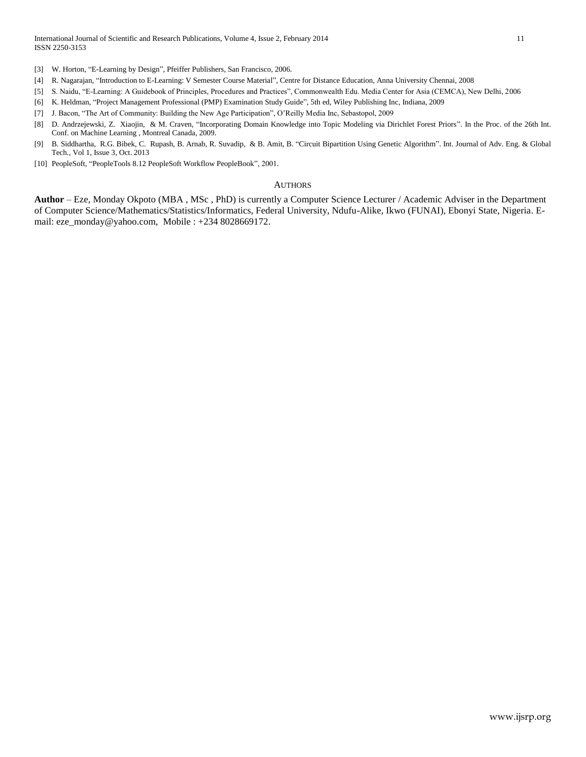[3] W. Horton, "E-Learning by Design", Pfeiffer Publishers, San Francisco, 2006.

[4] R. Nagarajan, "Introduction to E-Learning: V Semester Course Material", Centre for Distance Education, Anna University Chennai, 2008

[5] S. Naidu, "E-Learning: A Guidebook of Principles, Procedures and Practices", Commonwealth Edu. Media Center for Asia (CEMCA), New Delhi, 2006

[6] K. Heldman, "Project Management Professional (PMP) Examination Study Guide", 5th ed, Wiley Publishing Inc, Indiana, 2009

[7] J. Bacon, "The Art of Community: Building the New Age Participation", O'Reilly Media Inc, Sebastopol, 2009

[8] D. Andrzejewski, Z. Xiaojin, & M. Craven, "Incorporating Domain Knowledge into Topic Modeling via Dirichlet Forest Priors". In the Proc. of the 26th Int. Conf. on Machine Learning , Montreal Canada, 2009.

[9] B. Siddhartha, R.G. Bibek, C. Rupash, B. Arnab, R. Suvadip, & B. Amit, B. "Circuit Bipartition Using Genetic Algorithm". Int. Journal of Adv. Eng. & Global Tech., Vol 1, Issue 3, Oct. 2013

[10] PeopleSoft, "PeopleTools 8.12 PeopleSoft Workflow PeopleBook", 2001.

## AUTHORS

**Author** – Eze, Monday Okpoto (MBA , MSc , PhD) is currently a Computer Science Lecturer / Academic Adviser in the Department of Computer Science/Mathematics/Statistics/Informatics, Federal University, Ndufu-Alike, Ikwo (FUNAI), Ebonyi State, Nigeria. E-mail: eze_monday@yahoo.com, Mobile : +234 8028669172.